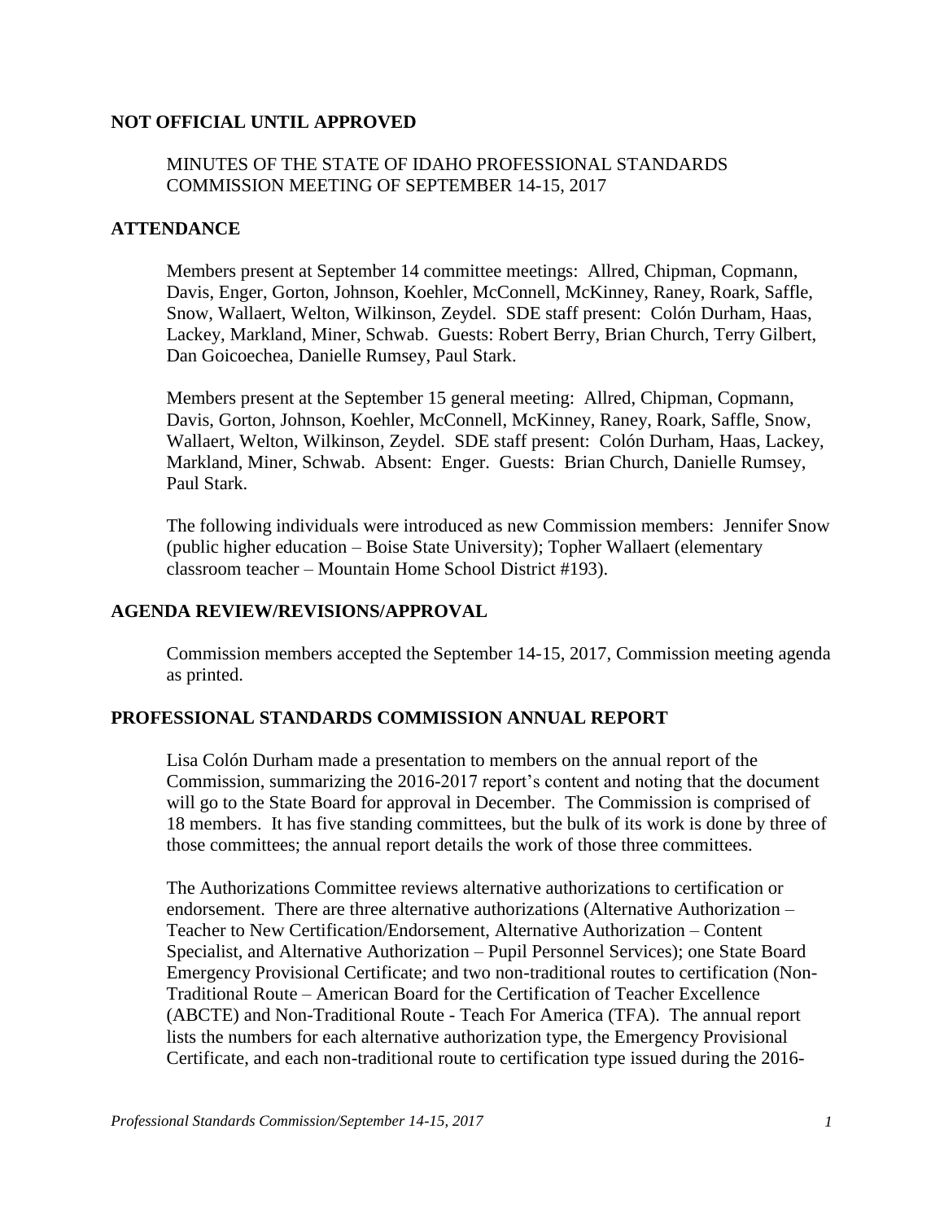**NOT OFFICIAL UNTIL APPROVED**

MINUTES OF THE STATE OF IDAHO PROFESSIONAL STANDARDS COMMISSION MEETING OF SEPTEMBER 14-15, 2017

## ATTENDANCE

Members present at September 14 committee meetings: Allred, Chipman, Copmann, Davis, Enger, Gorton, Johnson, Koehler, McConnell, McKinney, Raney, Roark, Saffle, Snow, Wallaert, Welton, Wilkinson, Zeydel. SDE staff present: Colón Durham, Haas, Lackey, Markland, Miner, Schwab. Guests: Robert Berry, Brian Church, Terry Gilbert, Dan Goicoechea, Danielle Rumsey, Paul Stark.

Members present at the September 15 general meeting: Allred, Chipman, Copmann, Davis, Gorton, Johnson, Koehler, McConnell, McKinney, Raney, Roark, Saffle, Snow, Wallaert, Welton, Wilkinson, Zeydel. SDE staff present: Colón Durham, Haas, Lackey, Markland, Miner, Schwab. Absent: Enger. Guests: Brian Church, Danielle Rumsey, Paul Stark.

The following individuals were introduced as new Commission members: Jennifer Snow (public higher education – Boise State University); Topher Wallaert (elementary classroom teacher – Mountain Home School District #193).

## AGENDA REVIEW/REVISIONS/APPROVAL

Commission members accepted the September 14-15, 2017, Commission meeting agenda as printed.

## PROFESSIONAL STANDARDS COMMISSION ANNUAL REPORT

Lisa Colón Durham made a presentation to members on the annual report of the Commission, summarizing the 2016-2017 report's content and noting that the document will go to the State Board for approval in December. The Commission is comprised of 18 members. It has five standing committees, but the bulk of its work is done by three of those committees; the annual report details the work of those three committees.

The Authorizations Committee reviews alternative authorizations to certification or endorsement. There are three alternative authorizations (Alternative Authorization – Teacher to New Certification/Endorsement, Alternative Authorization – Content Specialist, and Alternative Authorization – Pupil Personnel Services); one State Board Emergency Provisional Certificate; and two non-traditional routes to certification (Non-Traditional Route – American Board for the Certification of Teacher Excellence (ABCTE) and Non-Traditional Route - Teach For America (TFA). The annual report lists the numbers for each alternative authorization type, the Emergency Provisional Certificate, and each non-traditional route to certification type issued during the 2016-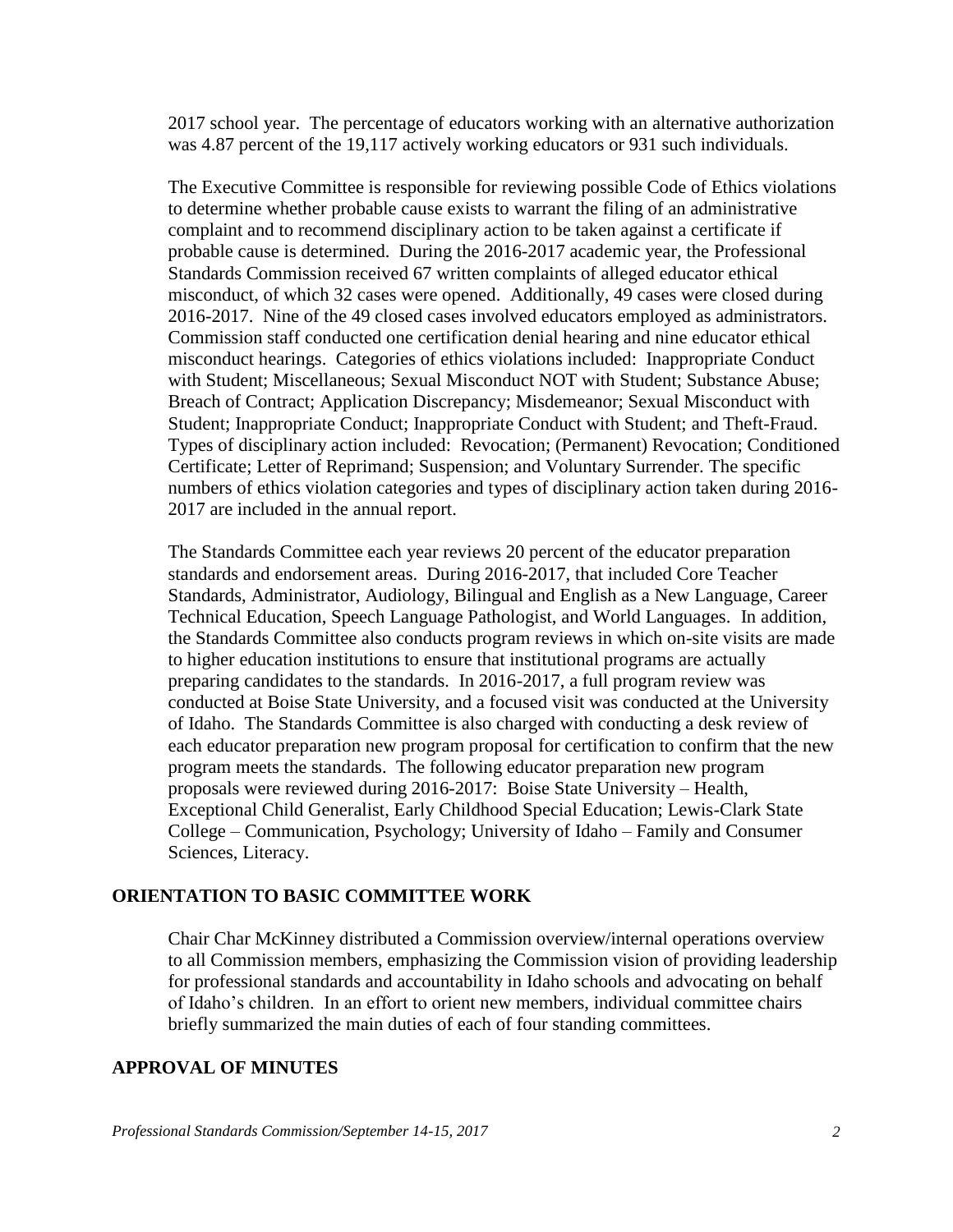2017 school year. The percentage of educators working with an alternative authorization was 4.87 percent of the 19,117 actively working educators or 931 such individuals.

The Executive Committee is responsible for reviewing possible Code of Ethics violations to determine whether probable cause exists to warrant the filing of an administrative complaint and to recommend disciplinary action to be taken against a certificate if probable cause is determined. During the 2016-2017 academic year, the Professional Standards Commission received 67 written complaints of alleged educator ethical misconduct, of which 32 cases were opened. Additionally, 49 cases were closed during 2016-2017. Nine of the 49 closed cases involved educators employed as administrators. Commission staff conducted one certification denial hearing and nine educator ethical misconduct hearings. Categories of ethics violations included: Inappropriate Conduct with Student; Miscellaneous; Sexual Misconduct NOT with Student; Substance Abuse; Breach of Contract; Application Discrepancy; Misdemeanor; Sexual Misconduct with Student; Inappropriate Conduct; Inappropriate Conduct with Student; and Theft-Fraud. Types of disciplinary action included: Revocation; (Permanent) Revocation; Conditioned Certificate; Letter of Reprimand; Suspension; and Voluntary Surrender. The specific numbers of ethics violation categories and types of disciplinary action taken during 2016-2017 are included in the annual report.

The Standards Committee each year reviews 20 percent of the educator preparation standards and endorsement areas. During 2016-2017, that included Core Teacher Standards, Administrator, Audiology, Bilingual and English as a New Language, Career Technical Education, Speech Language Pathologist, and World Languages. In addition, the Standards Committee also conducts program reviews in which on-site visits are made to higher education institutions to ensure that institutional programs are actually preparing candidates to the standards. In 2016-2017, a full program review was conducted at Boise State University, and a focused visit was conducted at the University of Idaho. The Standards Committee is also charged with conducting a desk review of each educator preparation new program proposal for certification to confirm that the new program meets the standards. The following educator preparation new program proposals were reviewed during 2016-2017: Boise State University – Health, Exceptional Child Generalist, Early Childhood Special Education; Lewis-Clark State College – Communication, Psychology; University of Idaho – Family and Consumer Sciences, Literacy.

## ORIENTATION TO BASIC COMMITTEE WORK

Chair Char McKinney distributed a Commission overview/internal operations overview to all Commission members, emphasizing the Commission vision of providing leadership for professional standards and accountability in Idaho schools and advocating on behalf of Idaho's children. In an effort to orient new members, individual committee chairs briefly summarized the main duties of each of four standing committees.

## APPROVAL OF MINUTES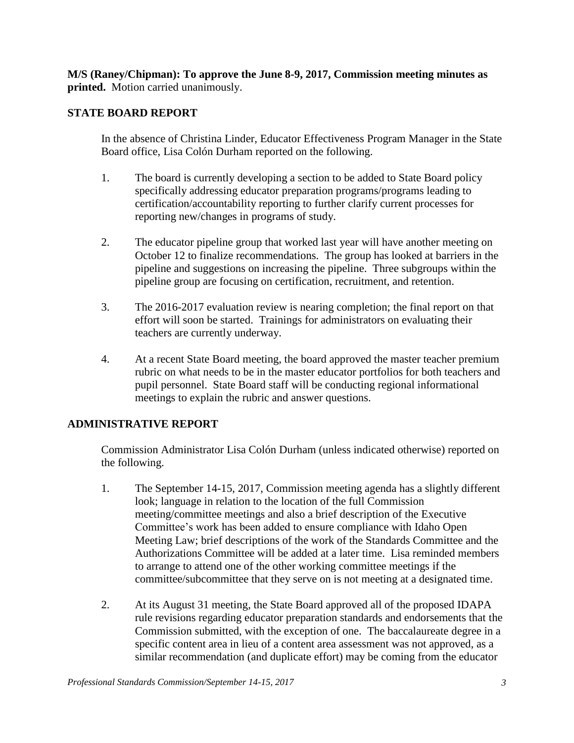**M/S (Raney/Chipman): To approve the June 8-9, 2017, Commission meeting minutes as printed.** Motion carried unanimously.

## STATE BOARD REPORT

In the absence of Christina Linder, Educator Effectiveness Program Manager in the State Board office, Lisa Colón Durham reported on the following.

1. The board is currently developing a section to be added to State Board policy specifically addressing educator preparation programs/programs leading to certification/accountability reporting to further clarify current processes for reporting new/changes in programs of study.

2. The educator pipeline group that worked last year will have another meeting on October 12 to finalize recommendations. The group has looked at barriers in the pipeline and suggestions on increasing the pipeline. Three subgroups within the pipeline group are focusing on certification, recruitment, and retention.

3. The 2016-2017 evaluation review is nearing completion; the final report on that effort will soon be started. Trainings for administrators on evaluating their teachers are currently underway.

4. At a recent State Board meeting, the board approved the master teacher premium rubric on what needs to be in the master educator portfolios for both teachers and pupil personnel. State Board staff will be conducting regional informational meetings to explain the rubric and answer questions.

## ADMINISTRATIVE REPORT

Commission Administrator Lisa Colón Durham (unless indicated otherwise) reported on the following.

1. The September 14-15, 2017, Commission meeting agenda has a slightly different look; language in relation to the location of the full Commission meeting/committee meetings and also a brief description of the Executive Committee's work has been added to ensure compliance with Idaho Open Meeting Law; brief descriptions of the work of the Standards Committee and the Authorizations Committee will be added at a later time. Lisa reminded members to arrange to attend one of the other working committee meetings if the committee/subcommittee that they serve on is not meeting at a designated time.

2. At its August 31 meeting, the State Board approved all of the proposed IDAPA rule revisions regarding educator preparation standards and endorsements that the Commission submitted, with the exception of one. The baccalaureate degree in a specific content area in lieu of a content area assessment was not approved, as a similar recommendation (and duplicate effort) may be coming from the educator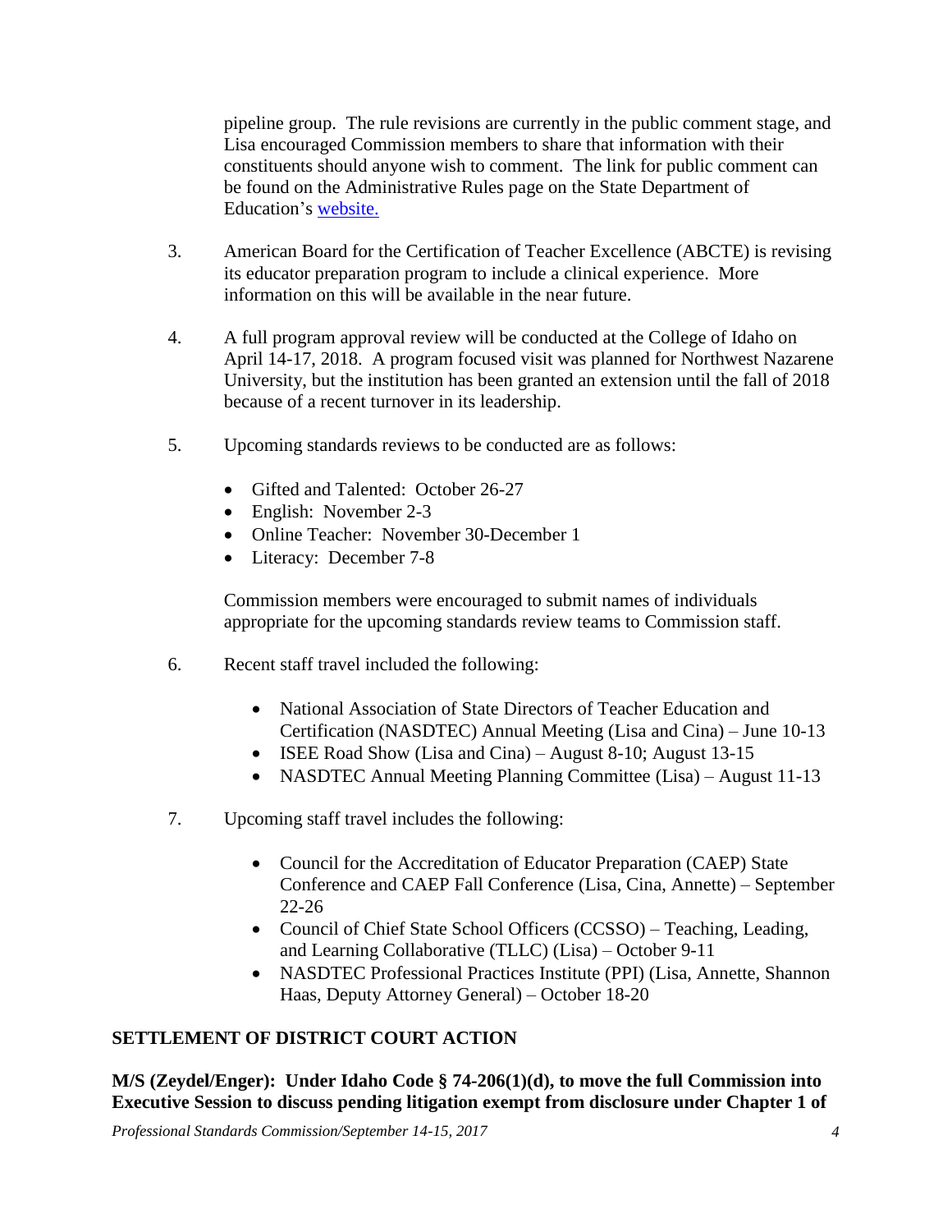pipeline group. The rule revisions are currently in the public comment stage, and Lisa encouraged Commission members to share that information with their constituents should anyone wish to comment. The link for public comment can be found on the Administrative Rules page on the State Department of Education's website.

3. American Board for the Certification of Teacher Excellence (ABCTE) is revising its educator preparation program to include a clinical experience. More information on this will be available in the near future.

4. A full program approval review will be conducted at the College of Idaho on April 14-17, 2018. A program focused visit was planned for Northwest Nazarene University, but the institution has been granted an extension until the fall of 2018 because of a recent turnover in its leadership.

5. Upcoming standards reviews to be conducted are as follows:

   - Gifted and Talented: October 26-27
   - English: November 2-3
   - Online Teacher: November 30-December 1
   - Literacy: December 7-8

   Commission members were encouraged to submit names of individuals appropriate for the upcoming standards review teams to Commission staff.

6. Recent staff travel included the following:

   - National Association of State Directors of Teacher Education and Certification (NASDTEC) Annual Meeting (Lisa and Cina) – June 10-13
   - ISEE Road Show (Lisa and Cina) – August 8-10; August 13-15
   - NASDTEC Annual Meeting Planning Committee (Lisa) – August 11-13

7. Upcoming staff travel includes the following:

   - Council for the Accreditation of Educator Preparation (CAEP) State Conference and CAEP Fall Conference (Lisa, Cina, Annette) – September 22-26
   - Council of Chief State School Officers (CCSSO) – Teaching, Leading, and Learning Collaborative (TLLC) (Lisa) – October 9-11
   - NASDTEC Professional Practices Institute (PPI) (Lisa, Annette, Shannon Haas, Deputy Attorney General) – October 18-20

## SETTLEMENT OF DISTRICT COURT ACTION

**M/S (Zeydel/Enger): Under Idaho Code § 74-206(1)(d), to move the full Commission into Executive Session to discuss pending litigation exempt from disclosure under Chapter 1 of**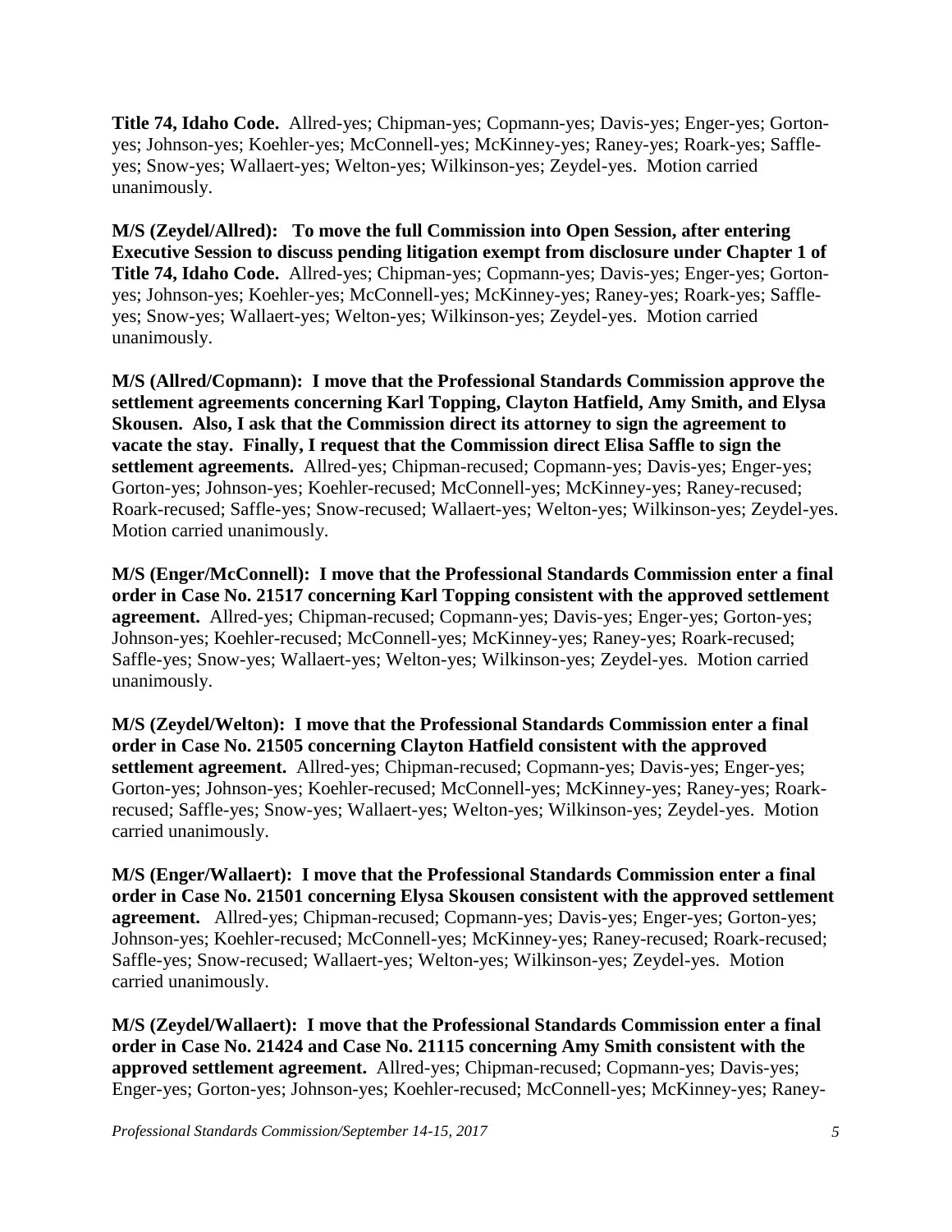**Title 74, Idaho Code.** Allred-yes; Chipman-yes; Copmann-yes; Davis-yes; Enger-yes; Gorton-yes; Johnson-yes; Koehler-yes; McConnell-yes; McKinney-yes; Raney-yes; Roark-yes; Saffle-yes; Snow-yes; Wallaert-yes; Welton-yes; Wilkinson-yes; Zeydel-yes. Motion carried unanimously.

**M/S (Zeydel/Allred): To move the full Commission into Open Session, after entering Executive Session to discuss pending litigation exempt from disclosure under Chapter 1 of Title 74, Idaho Code.** Allred-yes; Chipman-yes; Copmann-yes; Davis-yes; Enger-yes; Gorton-yes; Johnson-yes; Koehler-yes; McConnell-yes; McKinney-yes; Raney-yes; Roark-yes; Saffle-yes; Snow-yes; Wallaert-yes; Welton-yes; Wilkinson-yes; Zeydel-yes. Motion carried unanimously.

**M/S (Allred/Copmann): I move that the Professional Standards Commission approve the settlement agreements concerning Karl Topping, Clayton Hatfield, Amy Smith, and Elysa Skousen. Also, I ask that the Commission direct its attorney to sign the agreement to vacate the stay. Finally, I request that the Commission direct Elisa Saffle to sign the settlement agreements.** Allred-yes; Chipman-recused; Copmann-yes; Davis-yes; Enger-yes; Gorton-yes; Johnson-yes; Koehler-recused; McConnell-yes; McKinney-yes; Raney-recused; Roark-recused; Saffle-yes; Snow-recused; Wallaert-yes; Welton-yes; Wilkinson-yes; Zeydel-yes. Motion carried unanimously.

**M/S (Enger/McConnell): I move that the Professional Standards Commission enter a final order in Case No. 21517 concerning Karl Topping consistent with the approved settlement agreement.** Allred-yes; Chipman-recused; Copmann-yes; Davis-yes; Enger-yes; Gorton-yes; Johnson-yes; Koehler-recused; McConnell-yes; McKinney-yes; Raney-yes; Roark-recused; Saffle-yes; Snow-yes; Wallaert-yes; Welton-yes; Wilkinson-yes; Zeydel-yes. Motion carried unanimously.

**M/S (Zeydel/Welton): I move that the Professional Standards Commission enter a final order in Case No. 21505 concerning Clayton Hatfield consistent with the approved settlement agreement.** Allred-yes; Chipman-recused; Copmann-yes; Davis-yes; Enger-yes; Gorton-yes; Johnson-yes; Koehler-recused; McConnell-yes; McKinney-yes; Raney-yes; Roark-recused; Saffle-yes; Snow-yes; Wallaert-yes; Welton-yes; Wilkinson-yes; Zeydel-yes. Motion carried unanimously.

**M/S (Enger/Wallaert): I move that the Professional Standards Commission enter a final order in Case No. 21501 concerning Elysa Skousen consistent with the approved settlement agreement.** Allred-yes; Chipman-recused; Copmann-yes; Davis-yes; Enger-yes; Gorton-yes; Johnson-yes; Koehler-recused; McConnell-yes; McKinney-yes; Raney-recused; Roark-recused; Saffle-yes; Snow-recused; Wallaert-yes; Welton-yes; Wilkinson-yes; Zeydel-yes. Motion carried unanimously.

**M/S (Zeydel/Wallaert): I move that the Professional Standards Commission enter a final order in Case No. 21424 and Case No. 21115 concerning Amy Smith consistent with the approved settlement agreement.** Allred-yes; Chipman-recused; Copmann-yes; Davis-yes; Enger-yes; Gorton-yes; Johnson-yes; Koehler-recused; McConnell-yes; McKinney-yes; Raney-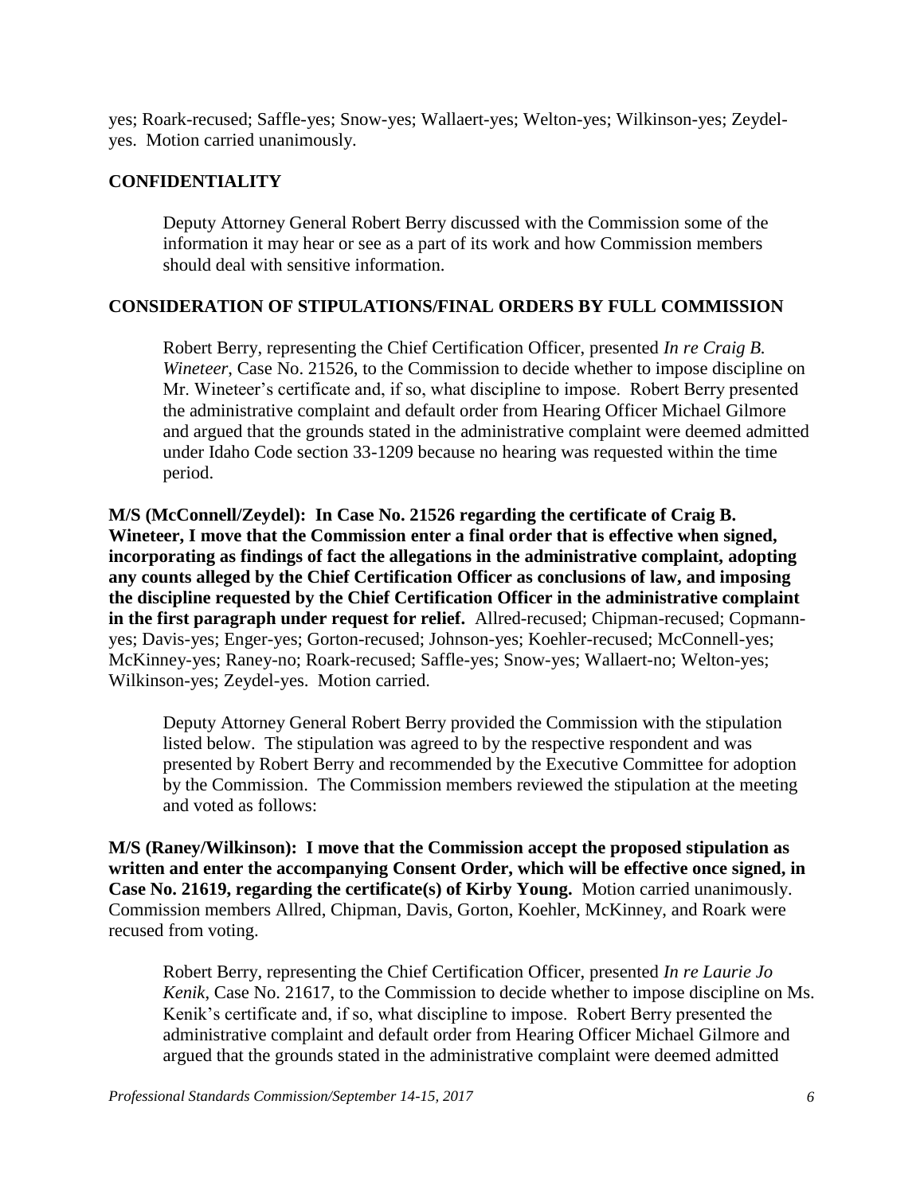yes; Roark-recused; Saffle-yes; Snow-yes; Wallaert-yes; Welton-yes; Wilkinson-yes; Zeydel-yes. Motion carried unanimously.

## CONFIDENTIALITY

Deputy Attorney General Robert Berry discussed with the Commission some of the information it may hear or see as a part of its work and how Commission members should deal with sensitive information.

## CONSIDERATION OF STIPULATIONS/FINAL ORDERS BY FULL COMMISSION

Robert Berry, representing the Chief Certification Officer, presented *In re Craig B. Wineteer*, Case No. 21526, to the Commission to decide whether to impose discipline on Mr. Wineteer's certificate and, if so, what discipline to impose. Robert Berry presented the administrative complaint and default order from Hearing Officer Michael Gilmore and argued that the grounds stated in the administrative complaint were deemed admitted under Idaho Code section 33-1209 because no hearing was requested within the time period.

**M/S (McConnell/Zeydel): In Case No. 21526 regarding the certificate of Craig B. Wineteer, I move that the Commission enter a final order that is effective when signed, incorporating as findings of fact the allegations in the administrative complaint, adopting any counts alleged by the Chief Certification Officer as conclusions of law, and imposing the discipline requested by the Chief Certification Officer in the administrative complaint in the first paragraph under request for relief.** Allred-recused; Chipman-recused; Copmann-yes; Davis-yes; Enger-yes; Gorton-recused; Johnson-yes; Koehler-recused; McConnell-yes; McKinney-yes; Raney-no; Roark-recused; Saffle-yes; Snow-yes; Wallaert-no; Welton-yes; Wilkinson-yes; Zeydel-yes. Motion carried.

Deputy Attorney General Robert Berry provided the Commission with the stipulation listed below. The stipulation was agreed to by the respective respondent and was presented by Robert Berry and recommended by the Executive Committee for adoption by the Commission. The Commission members reviewed the stipulation at the meeting and voted as follows:

**M/S (Raney/Wilkinson): I move that the Commission accept the proposed stipulation as written and enter the accompanying Consent Order, which will be effective once signed, in Case No. 21619, regarding the certificate(s) of Kirby Young.** Motion carried unanimously. Commission members Allred, Chipman, Davis, Gorton, Koehler, McKinney, and Roark were recused from voting.

Robert Berry, representing the Chief Certification Officer, presented *In re Laurie Jo Kenik*, Case No. 21617, to the Commission to decide whether to impose discipline on Ms. Kenik's certificate and, if so, what discipline to impose. Robert Berry presented the administrative complaint and default order from Hearing Officer Michael Gilmore and argued that the grounds stated in the administrative complaint were deemed admitted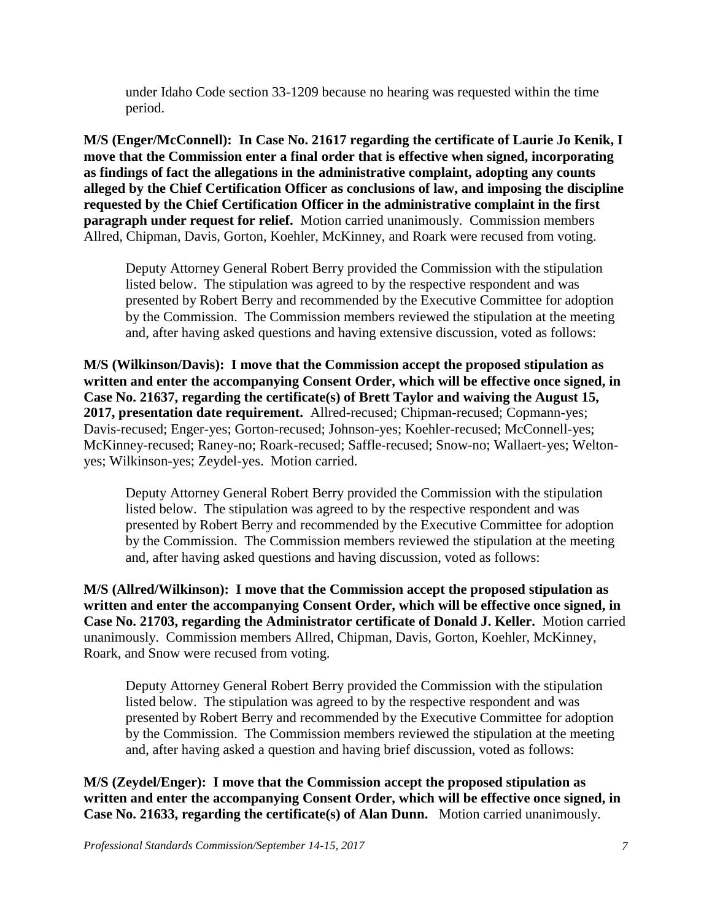under Idaho Code section 33-1209 because no hearing was requested within the time period.

**M/S (Enger/McConnell): In Case No. 21617 regarding the certificate of Laurie Jo Kenik, I move that the Commission enter a final order that is effective when signed, incorporating as findings of fact the allegations in the administrative complaint, adopting any counts alleged by the Chief Certification Officer as conclusions of law, and imposing the discipline requested by the Chief Certification Officer in the administrative complaint in the first paragraph under request for relief.** Motion carried unanimously. Commission members Allred, Chipman, Davis, Gorton, Koehler, McKinney, and Roark were recused from voting.

Deputy Attorney General Robert Berry provided the Commission with the stipulation listed below. The stipulation was agreed to by the respective respondent and was presented by Robert Berry and recommended by the Executive Committee for adoption by the Commission. The Commission members reviewed the stipulation at the meeting and, after having asked questions and having extensive discussion, voted as follows:

**M/S (Wilkinson/Davis): I move that the Commission accept the proposed stipulation as written and enter the accompanying Consent Order, which will be effective once signed, in Case No. 21637, regarding the certificate(s) of Brett Taylor and waiving the August 15, 2017, presentation date requirement.** Allred-recused; Chipman-recused; Copmann-yes; Davis-recused; Enger-yes; Gorton-recused; Johnson-yes; Koehler-recused; McConnell-yes; McKinney-recused; Raney-no; Roark-recused; Saffle-recused; Snow-no; Wallaert-yes; Welton-yes; Wilkinson-yes; Zeydel-yes. Motion carried.

Deputy Attorney General Robert Berry provided the Commission with the stipulation listed below. The stipulation was agreed to by the respective respondent and was presented by Robert Berry and recommended by the Executive Committee for adoption by the Commission. The Commission members reviewed the stipulation at the meeting and, after having asked questions and having discussion, voted as follows:

**M/S (Allred/Wilkinson): I move that the Commission accept the proposed stipulation as written and enter the accompanying Consent Order, which will be effective once signed, in Case No. 21703, regarding the Administrator certificate of Donald J. Keller.** Motion carried unanimously. Commission members Allred, Chipman, Davis, Gorton, Koehler, McKinney, Roark, and Snow were recused from voting.

Deputy Attorney General Robert Berry provided the Commission with the stipulation listed below. The stipulation was agreed to by the respective respondent and was presented by Robert Berry and recommended by the Executive Committee for adoption by the Commission. The Commission members reviewed the stipulation at the meeting and, after having asked a question and having brief discussion, voted as follows:

**M/S (Zeydel/Enger): I move that the Commission accept the proposed stipulation as written and enter the accompanying Consent Order, which will be effective once signed, in Case No. 21633, regarding the certificate(s) of Alan Dunn.** Motion carried unanimously.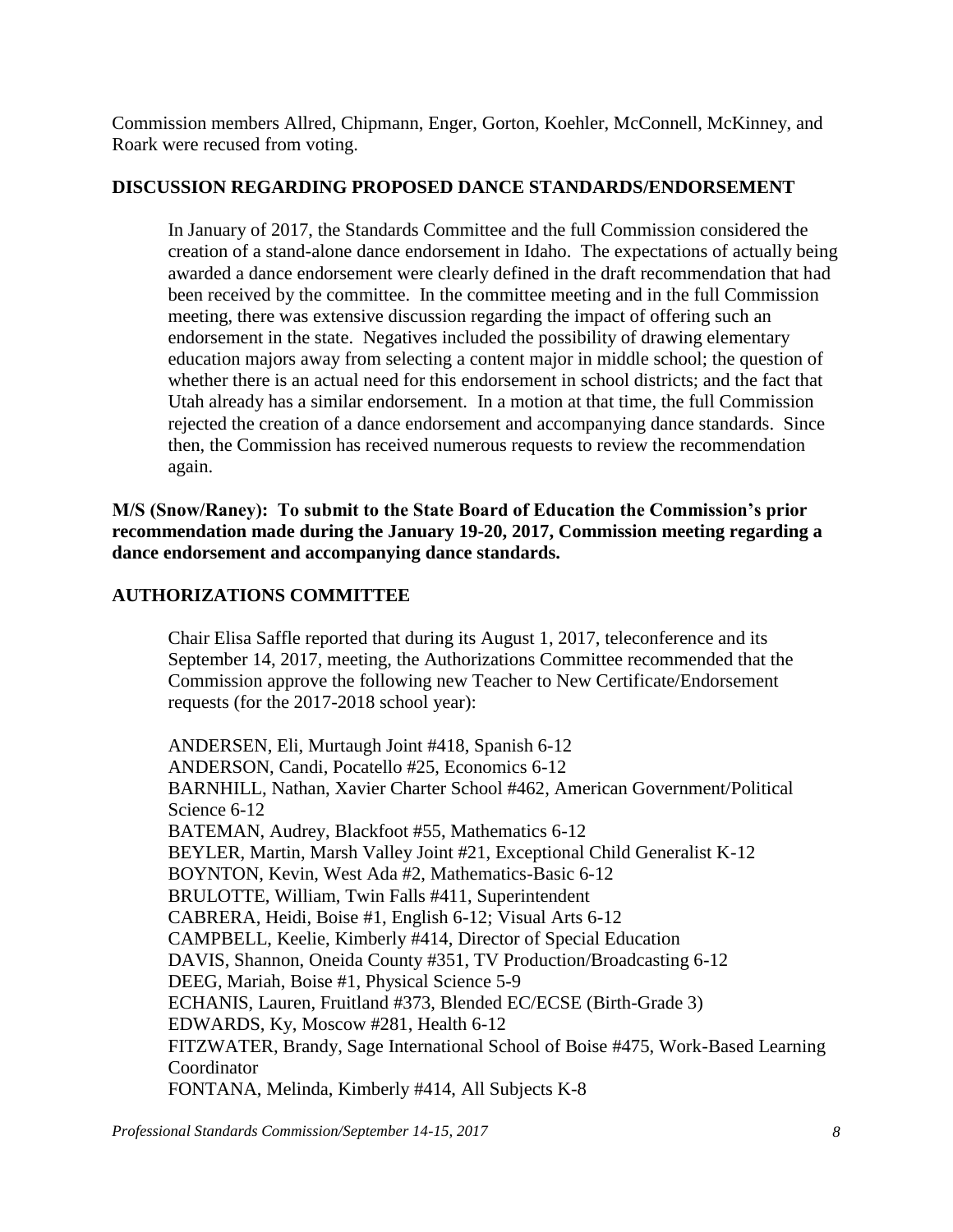Commission members Allred, Chipmann, Enger, Gorton, Koehler, McConnell, McKinney, and Roark were recused from voting.

## DISCUSSION REGARDING PROPOSED DANCE STANDARDS/ENDORSEMENT

In January of 2017, the Standards Committee and the full Commission considered the creation of a stand-alone dance endorsement in Idaho. The expectations of actually being awarded a dance endorsement were clearly defined in the draft recommendation that had been received by the committee. In the committee meeting and in the full Commission meeting, there was extensive discussion regarding the impact of offering such an endorsement in the state. Negatives included the possibility of drawing elementary education majors away from selecting a content major in middle school; the question of whether there is an actual need for this endorsement in school districts; and the fact that Utah already has a similar endorsement. In a motion at that time, the full Commission rejected the creation of a dance endorsement and accompanying dance standards. Since then, the Commission has received numerous requests to review the recommendation again.

**M/S (Snow/Raney): To submit to the State Board of Education the Commission's prior recommendation made during the January 19-20, 2017, Commission meeting regarding a dance endorsement and accompanying dance standards.**

## AUTHORIZATIONS COMMITTEE

Chair Elisa Saffle reported that during its August 1, 2017, teleconference and its September 14, 2017, meeting, the Authorizations Committee recommended that the Commission approve the following new Teacher to New Certificate/Endorsement requests (for the 2017-2018 school year):

ANDERSEN, Eli, Murtaugh Joint #418, Spanish 6-12
ANDERSON, Candi, Pocatello #25, Economics 6-12
BARNHILL, Nathan, Xavier Charter School #462, American Government/Political Science 6-12
BATEMAN, Audrey, Blackfoot #55, Mathematics 6-12
BEYLER, Martin, Marsh Valley Joint #21, Exceptional Child Generalist K-12
BOYNTON, Kevin, West Ada #2, Mathematics-Basic 6-12
BRULOTTE, William, Twin Falls #411, Superintendent
CABRERA, Heidi, Boise #1, English 6-12; Visual Arts 6-12
CAMPBELL, Keelie, Kimberly #414, Director of Special Education
DAVIS, Shannon, Oneida County #351, TV Production/Broadcasting 6-12
DEEG, Mariah, Boise #1, Physical Science 5-9
ECHANIS, Lauren, Fruitland #373, Blended EC/ECSE (Birth-Grade 3)
EDWARDS, Ky, Moscow #281, Health 6-12
FITZWATER, Brandy, Sage International School of Boise #475, Work-Based Learning Coordinator
FONTANA, Melinda, Kimberly #414, All Subjects K-8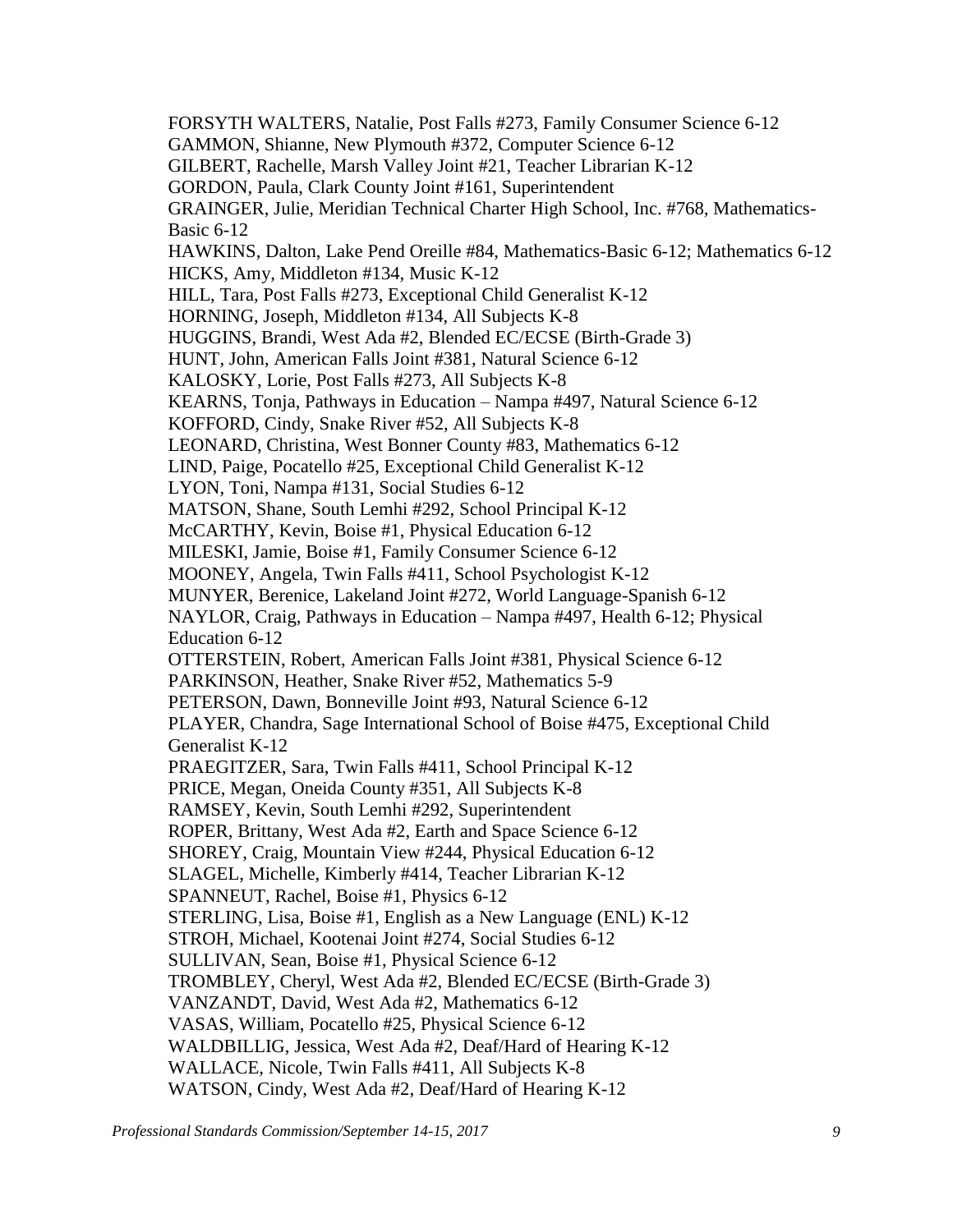FORSYTH WALTERS, Natalie, Post Falls #273, Family Consumer Science 6-12
GAMMON, Shianne, New Plymouth #372, Computer Science 6-12
GILBERT, Rachelle, Marsh Valley Joint #21, Teacher Librarian K-12
GORDON, Paula, Clark County Joint #161, Superintendent
GRAINGER, Julie, Meridian Technical Charter High School, Inc. #768, Mathematics-Basic 6-12
HAWKINS, Dalton, Lake Pend Oreille #84, Mathematics-Basic 6-12; Mathematics 6-12
HICKS, Amy, Middleton #134, Music K-12
HILL, Tara, Post Falls #273, Exceptional Child Generalist K-12
HORNING, Joseph, Middleton #134, All Subjects K-8
HUGGINS, Brandi, West Ada #2, Blended EC/ECSE (Birth-Grade 3)
HUNT, John, American Falls Joint #381, Natural Science 6-12
KALOSKY, Lorie, Post Falls #273, All Subjects K-8
KEARNS, Tonja, Pathways in Education – Nampa #497, Natural Science 6-12
KOFFORD, Cindy, Snake River #52, All Subjects K-8
LEONARD, Christina, West Bonner County #83, Mathematics 6-12
LIND, Paige, Pocatello #25, Exceptional Child Generalist K-12
LYON, Toni, Nampa #131, Social Studies 6-12
MATSON, Shane, South Lemhi #292, School Principal K-12
McCARTHY, Kevin, Boise #1, Physical Education 6-12
MILESKI, Jamie, Boise #1, Family Consumer Science 6-12
MOONEY, Angela, Twin Falls #411, School Psychologist K-12
MUNYER, Berenice, Lakeland Joint #272, World Language-Spanish 6-12
NAYLOR, Craig, Pathways in Education – Nampa #497, Health 6-12; Physical Education 6-12
OTTERSTEIN, Robert, American Falls Joint #381, Physical Science 6-12
PARKINSON, Heather, Snake River #52, Mathematics 5-9
PETERSON, Dawn, Bonneville Joint #93, Natural Science 6-12
PLAYER, Chandra, Sage International School of Boise #475, Exceptional Child Generalist K-12
PRAEGITZER, Sara, Twin Falls #411, School Principal K-12
PRICE, Megan, Oneida County #351, All Subjects K-8
RAMSEY, Kevin, South Lemhi #292, Superintendent
ROPER, Brittany, West Ada #2, Earth and Space Science 6-12
SHOREY, Craig, Mountain View #244, Physical Education 6-12
SLAGEL, Michelle, Kimberly #414, Teacher Librarian K-12
SPANNEUT, Rachel, Boise #1, Physics 6-12
STERLING, Lisa, Boise #1, English as a New Language (ENL) K-12
STROH, Michael, Kootenai Joint #274, Social Studies 6-12
SULLIVAN, Sean, Boise #1, Physical Science 6-12
TROMBLEY, Cheryl, West Ada #2, Blended EC/ECSE (Birth-Grade 3)
VANZANDT, David, West Ada #2, Mathematics 6-12
VASAS, William, Pocatello #25, Physical Science 6-12
WALDBILLIG, Jessica, West Ada #2, Deaf/Hard of Hearing K-12
WALLACE, Nicole, Twin Falls #411, All Subjects K-8
WATSON, Cindy, West Ada #2, Deaf/Hard of Hearing K-12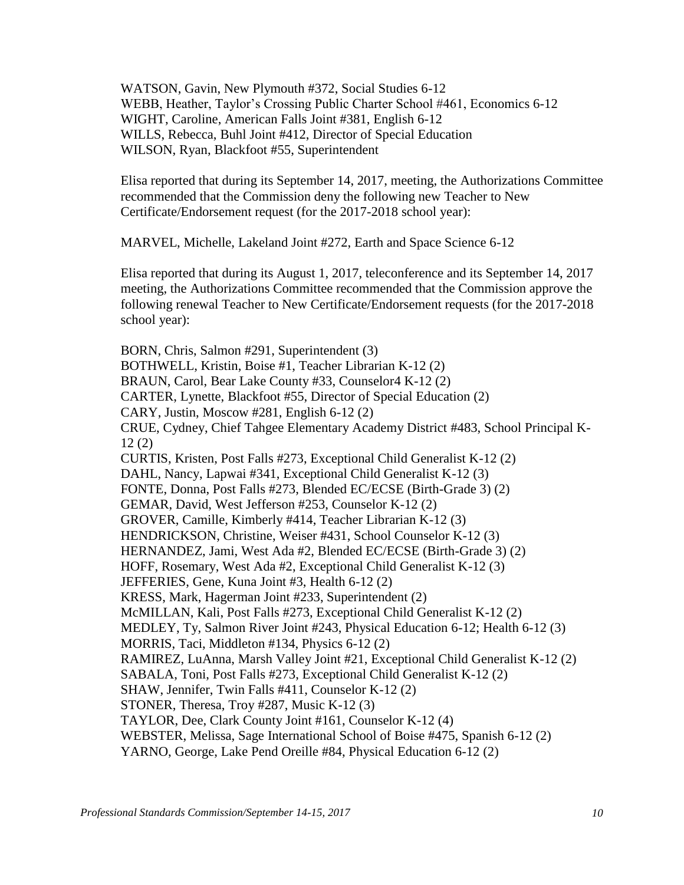WATSON, Gavin, New Plymouth #372, Social Studies 6-12
WEBB, Heather, Taylor's Crossing Public Charter School #461, Economics 6-12
WIGHT, Caroline, American Falls Joint #381, English 6-12
WILLS, Rebecca, Buhl Joint #412, Director of Special Education
WILSON, Ryan, Blackfoot #55, Superintendent

Elisa reported that during its September 14, 2017, meeting, the Authorizations Committee recommended that the Commission deny the following new Teacher to New Certificate/Endorsement request (for the 2017-2018 school year):

MARVEL, Michelle, Lakeland Joint #272, Earth and Space Science 6-12

Elisa reported that during its August 1, 2017, teleconference and its September 14, 2017 meeting, the Authorizations Committee recommended that the Commission approve the following renewal Teacher to New Certificate/Endorsement requests (for the 2017-2018 school year):

BORN, Chris, Salmon #291, Superintendent (3)
BOTHWELL, Kristin, Boise #1, Teacher Librarian K-12 (2)
BRAUN, Carol, Bear Lake County #33, Counselor4 K-12 (2)
CARTER, Lynette, Blackfoot #55, Director of Special Education (2)
CARY, Justin, Moscow #281, English 6-12 (2)
CRUE, Cydney, Chief Tahgee Elementary Academy District #483, School Principal K-12 (2)
CURTIS, Kristen, Post Falls #273, Exceptional Child Generalist K-12 (2)
DAHL, Nancy, Lapwai #341, Exceptional Child Generalist K-12 (3)
FONTE, Donna, Post Falls #273, Blended EC/ECSE (Birth-Grade 3) (2)
GEMAR, David, West Jefferson #253, Counselor K-12 (2)
GROVER, Camille, Kimberly #414, Teacher Librarian K-12 (3)
HENDRICKSON, Christine, Weiser #431, School Counselor K-12 (3)
HERNANDEZ, Jami, West Ada #2, Blended EC/ECSE (Birth-Grade 3) (2)
HOFF, Rosemary, West Ada #2, Exceptional Child Generalist K-12 (3)
JEFFERIES, Gene, Kuna Joint #3, Health 6-12 (2)
KRESS, Mark, Hagerman Joint #233, Superintendent (2)
McMILLAN, Kali, Post Falls #273, Exceptional Child Generalist K-12 (2)
MEDLEY, Ty, Salmon River Joint #243, Physical Education 6-12; Health 6-12 (3)
MORRIS, Taci, Middleton #134, Physics 6-12 (2)
RAMIREZ, LuAnna, Marsh Valley Joint #21, Exceptional Child Generalist K-12 (2)
SABALA, Toni, Post Falls #273, Exceptional Child Generalist K-12 (2)
SHAW, Jennifer, Twin Falls #411, Counselor K-12 (2)
STONER, Theresa, Troy #287, Music K-12 (3)
TAYLOR, Dee, Clark County Joint #161, Counselor K-12 (4)
WEBSTER, Melissa, Sage International School of Boise #475, Spanish 6-12 (2)
YARNO, George, Lake Pend Oreille #84, Physical Education 6-12 (2)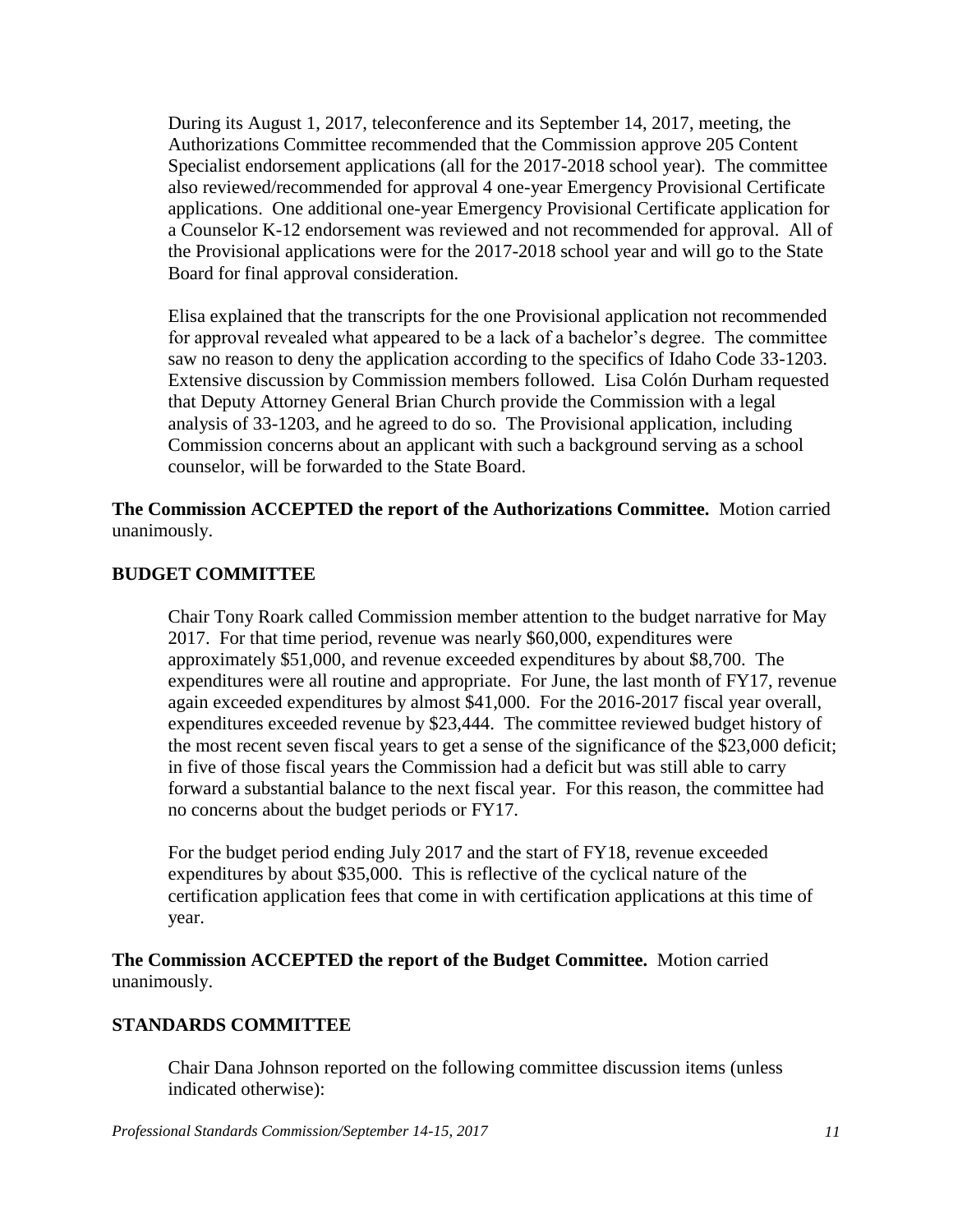During its August 1, 2017, teleconference and its September 14, 2017, meeting, the Authorizations Committee recommended that the Commission approve 205 Content Specialist endorsement applications (all for the 2017-2018 school year). The committee also reviewed/recommended for approval 4 one-year Emergency Provisional Certificate applications. One additional one-year Emergency Provisional Certificate application for a Counselor K-12 endorsement was reviewed and not recommended for approval. All of the Provisional applications were for the 2017-2018 school year and will go to the State Board for final approval consideration.

Elisa explained that the transcripts for the one Provisional application not recommended for approval revealed what appeared to be a lack of a bachelor's degree. The committee saw no reason to deny the application according to the specifics of Idaho Code 33-1203. Extensive discussion by Commission members followed. Lisa Colón Durham requested that Deputy Attorney General Brian Church provide the Commission with a legal analysis of 33-1203, and he agreed to do so. The Provisional application, including Commission concerns about an applicant with such a background serving as a school counselor, will be forwarded to the State Board.

**The Commission ACCEPTED the report of the Authorizations Committee.** Motion carried unanimously.

## BUDGET COMMITTEE

Chair Tony Roark called Commission member attention to the budget narrative for May 2017. For that time period, revenue was nearly $60,000, expenditures were approximately $51,000, and revenue exceeded expenditures by about $8,700. The expenditures were all routine and appropriate. For June, the last month of FY17, revenue again exceeded expenditures by almost $41,000. For the 2016-2017 fiscal year overall, expenditures exceeded revenue by $23,444. The committee reviewed budget history of the most recent seven fiscal years to get a sense of the significance of the $23,000 deficit; in five of those fiscal years the Commission had a deficit but was still able to carry forward a substantial balance to the next fiscal year. For this reason, the committee had no concerns about the budget periods or FY17.

For the budget period ending July 2017 and the start of FY18, revenue exceeded expenditures by about $35,000. This is reflective of the cyclical nature of the certification application fees that come in with certification applications at this time of year.

**The Commission ACCEPTED the report of the Budget Committee.** Motion carried unanimously.

## STANDARDS COMMITTEE

Chair Dana Johnson reported on the following committee discussion items (unless indicated otherwise):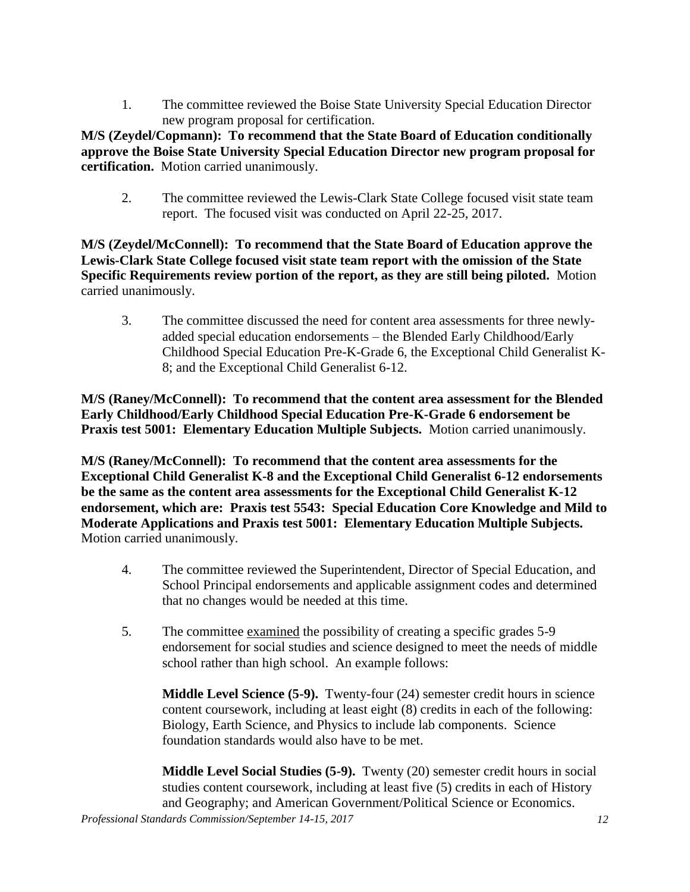1. The committee reviewed the Boise State University Special Education Director new program proposal for certification.

**M/S (Zeydel/Copmann): To recommend that the State Board of Education conditionally approve the Boise State University Special Education Director new program proposal for certification.** Motion carried unanimously.

2. The committee reviewed the Lewis-Clark State College focused visit state team report. The focused visit was conducted on April 22-25, 2017.

**M/S (Zeydel/McConnell): To recommend that the State Board of Education approve the Lewis-Clark State College focused visit state team report with the omission of the State Specific Requirements review portion of the report, as they are still being piloted.** Motion carried unanimously.

3. The committee discussed the need for content area assessments for three newly-added special education endorsements – the Blended Early Childhood/Early Childhood Special Education Pre-K-Grade 6, the Exceptional Child Generalist K-8; and the Exceptional Child Generalist 6-12.

**M/S (Raney/McConnell): To recommend that the content area assessment for the Blended Early Childhood/Early Childhood Special Education Pre-K-Grade 6 endorsement be Praxis test 5001: Elementary Education Multiple Subjects.** Motion carried unanimously.

**M/S (Raney/McConnell): To recommend that the content area assessments for the Exceptional Child Generalist K-8 and the Exceptional Child Generalist 6-12 endorsements be the same as the content area assessments for the Exceptional Child Generalist K-12 endorsement, which are: Praxis test 5543: Special Education Core Knowledge and Mild to Moderate Applications and Praxis test 5001: Elementary Education Multiple Subjects.** Motion carried unanimously.

4. The committee reviewed the Superintendent, Director of Special Education, and School Principal endorsements and applicable assignment codes and determined that no changes would be needed at this time.

5. The committee examined the possibility of creating a specific grades 5-9 endorsement for social studies and science designed to meet the needs of middle school rather than high school. An example follows:

   **Middle Level Science (5-9).** Twenty-four (24) semester credit hours in science content coursework, including at least eight (8) credits in each of the following: Biology, Earth Science, and Physics to include lab components. Science foundation standards would also have to be met.

   **Middle Level Social Studies (5-9).** Twenty (20) semester credit hours in social studies content coursework, including at least five (5) credits in each of History and Geography; and American Government/Political Science or Economics.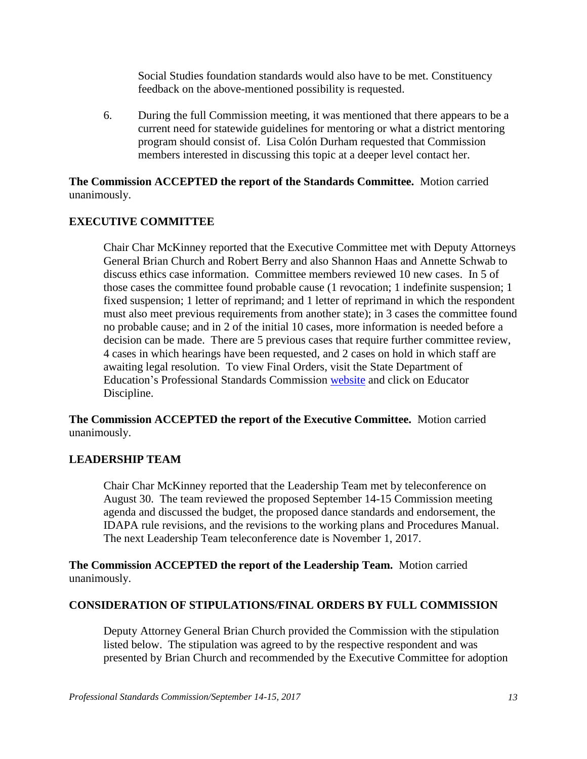Social Studies foundation standards would also have to be met. Constituency feedback on the above-mentioned possibility is requested.

6. During the full Commission meeting, it was mentioned that there appears to be a current need for statewide guidelines for mentoring or what a district mentoring program should consist of. Lisa Colón Durham requested that Commission members interested in discussing this topic at a deeper level contact her.

**The Commission ACCEPTED the report of the Standards Committee.** Motion carried unanimously.

## EXECUTIVE COMMITTEE

Chair Char McKinney reported that the Executive Committee met with Deputy Attorneys General Brian Church and Robert Berry and also Shannon Haas and Annette Schwab to discuss ethics case information. Committee members reviewed 10 new cases. In 5 of those cases the committee found probable cause (1 revocation; 1 indefinite suspension; 1 fixed suspension; 1 letter of reprimand; and 1 letter of reprimand in which the respondent must also meet previous requirements from another state); in 3 cases the committee found no probable cause; and in 2 of the initial 10 cases, more information is needed before a decision can be made. There are 5 previous cases that require further committee review, 4 cases in which hearings have been requested, and 2 cases on hold in which staff are awaiting legal resolution. To view Final Orders, visit the State Department of Education's Professional Standards Commission website and click on Educator Discipline.

**The Commission ACCEPTED the report of the Executive Committee.** Motion carried unanimously.

## LEADERSHIP TEAM

Chair Char McKinney reported that the Leadership Team met by teleconference on August 30. The team reviewed the proposed September 14-15 Commission meeting agenda and discussed the budget, the proposed dance standards and endorsement, the IDAPA rule revisions, and the revisions to the working plans and Procedures Manual. The next Leadership Team teleconference date is November 1, 2017.

**The Commission ACCEPTED the report of the Leadership Team.** Motion carried unanimously.

## CONSIDERATION OF STIPULATIONS/FINAL ORDERS BY FULL COMMISSION

Deputy Attorney General Brian Church provided the Commission with the stipulation listed below. The stipulation was agreed to by the respective respondent and was presented by Brian Church and recommended by the Executive Committee for adoption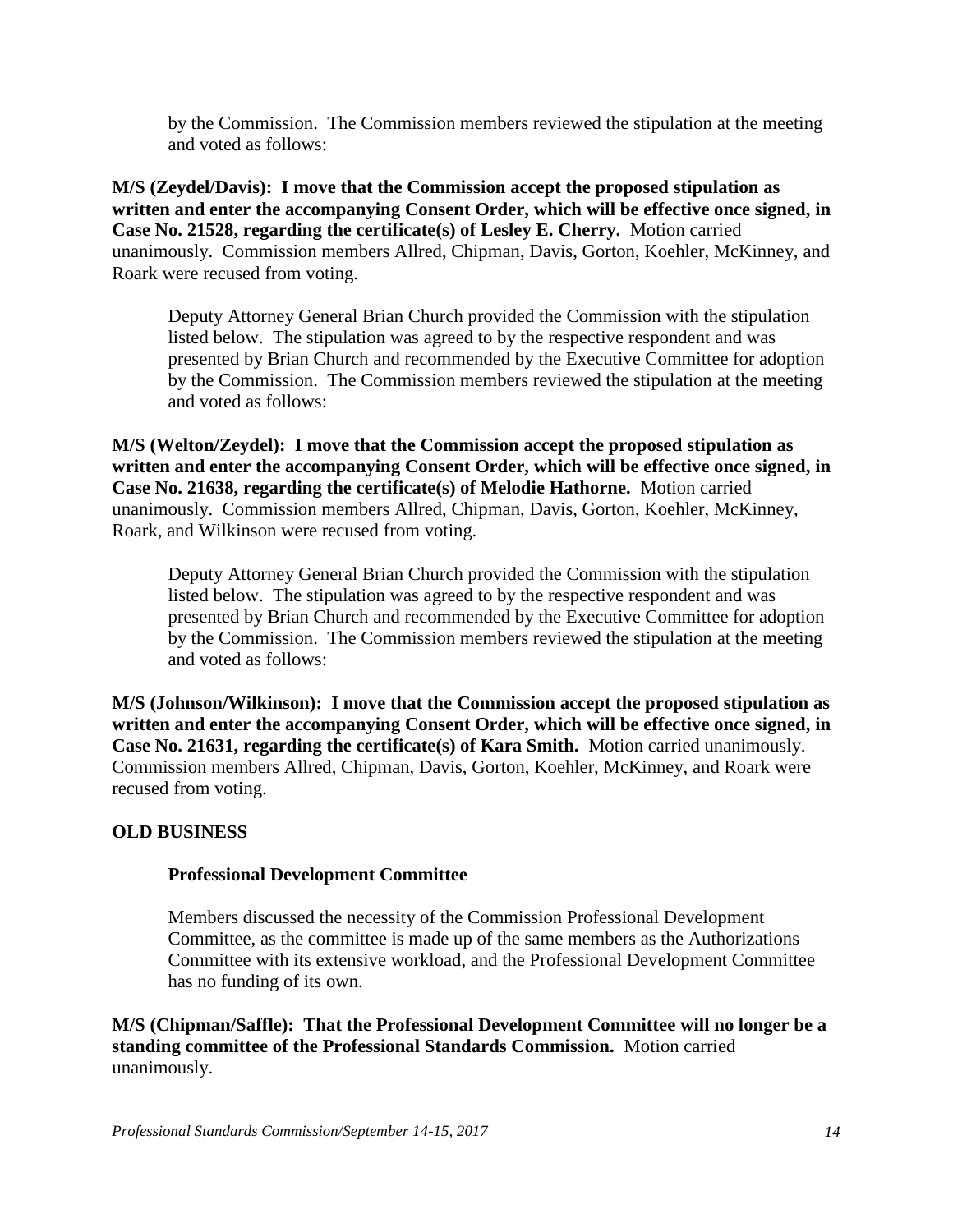by the Commission. The Commission members reviewed the stipulation at the meeting and voted as follows:

**M/S (Zeydel/Davis): I move that the Commission accept the proposed stipulation as written and enter the accompanying Consent Order, which will be effective once signed, in Case No. 21528, regarding the certificate(s) of Lesley E. Cherry.** Motion carried unanimously. Commission members Allred, Chipman, Davis, Gorton, Koehler, McKinney, and Roark were recused from voting.

Deputy Attorney General Brian Church provided the Commission with the stipulation listed below. The stipulation was agreed to by the respective respondent and was presented by Brian Church and recommended by the Executive Committee for adoption by the Commission. The Commission members reviewed the stipulation at the meeting and voted as follows:

**M/S (Welton/Zeydel): I move that the Commission accept the proposed stipulation as written and enter the accompanying Consent Order, which will be effective once signed, in Case No. 21638, regarding the certificate(s) of Melodie Hathorne.** Motion carried unanimously. Commission members Allred, Chipman, Davis, Gorton, Koehler, McKinney, Roark, and Wilkinson were recused from voting.

Deputy Attorney General Brian Church provided the Commission with the stipulation listed below. The stipulation was agreed to by the respective respondent and was presented by Brian Church and recommended by the Executive Committee for adoption by the Commission. The Commission members reviewed the stipulation at the meeting and voted as follows:

**M/S (Johnson/Wilkinson): I move that the Commission accept the proposed stipulation as written and enter the accompanying Consent Order, which will be effective once signed, in Case No. 21631, regarding the certificate(s) of Kara Smith.** Motion carried unanimously. Commission members Allred, Chipman, Davis, Gorton, Koehler, McKinney, and Roark were recused from voting.

## OLD BUSINESS

### Professional Development Committee

Members discussed the necessity of the Commission Professional Development Committee, as the committee is made up of the same members as the Authorizations Committee with its extensive workload, and the Professional Development Committee has no funding of its own.

**M/S (Chipman/Saffle): That the Professional Development Committee will no longer be a standing committee of the Professional Standards Commission.** Motion carried unanimously.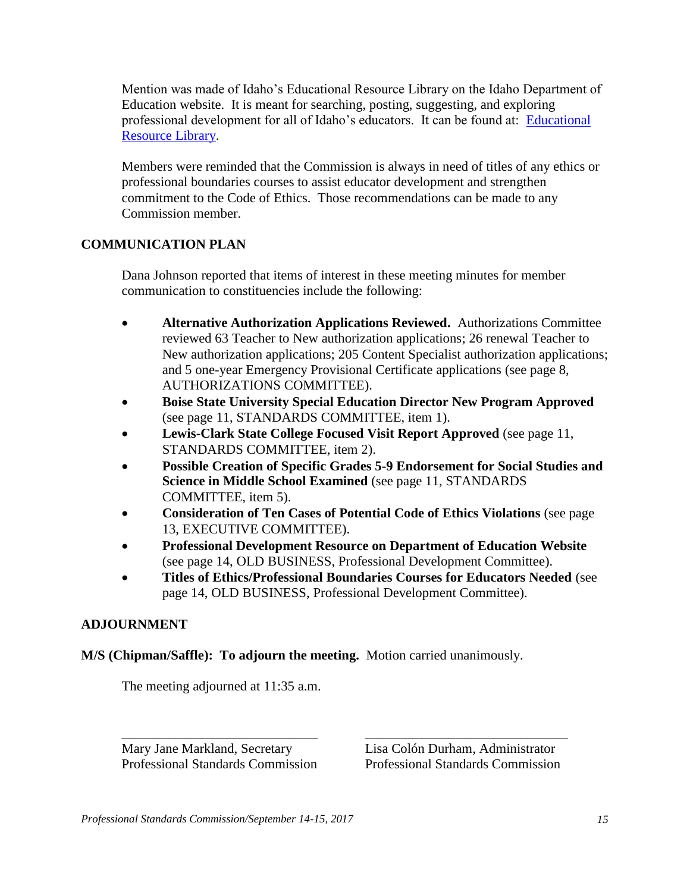Mention was made of Idaho's Educational Resource Library on the Idaho Department of Education website. It is meant for searching, posting, suggesting, and exploring professional development for all of Idaho's educators. It can be found at: Educational Resource Library.

Members were reminded that the Commission is always in need of titles of any ethics or professional boundaries courses to assist educator development and strengthen commitment to the Code of Ethics. Those recommendations can be made to any Commission member.

## COMMUNICATION PLAN

Dana Johnson reported that items of interest in these meeting minutes for member communication to constituencies include the following:

- **Alternative Authorization Applications Reviewed.** Authorizations Committee reviewed 63 Teacher to New authorization applications; 26 renewal Teacher to New authorization applications; 205 Content Specialist authorization applications; and 5 one-year Emergency Provisional Certificate applications (see page 8, AUTHORIZATIONS COMMITTEE).
- **Boise State University Special Education Director New Program Approved** (see page 11, STANDARDS COMMITTEE, item 1).
- **Lewis-Clark State College Focused Visit Report Approved** (see page 11, STANDARDS COMMITTEE, item 2).
- **Possible Creation of Specific Grades 5-9 Endorsement for Social Studies and Science in Middle School Examined** (see page 11, STANDARDS COMMITTEE, item 5).
- **Consideration of Ten Cases of Potential Code of Ethics Violations** (see page 13, EXECUTIVE COMMITTEE).
- **Professional Development Resource on Department of Education Website** (see page 14, OLD BUSINESS, Professional Development Committee).
- **Titles of Ethics/Professional Boundaries Courses for Educators Needed** (see page 14, OLD BUSINESS, Professional Development Committee).

## ADJOURNMENT

**M/S (Chipman/Saffle): To adjourn the meeting.** Motion carried unanimously.

The meeting adjourned at 11:35 a.m.

\_\_\_\_\_\_\_\_\_\_\_\_\_\_\_\_\_\_\_\_\_\_\_\_\_\_\_\_\_\_
Mary Jane Markland, Secretary
Professional Standards Commission

\_\_\_\_\_\_\_\_\_\_\_\_\_\_\_\_\_\_\_\_\_\_\_\_\_\_\_\_\_\_
Lisa Colón Durham, Administrator
Professional Standards Commission